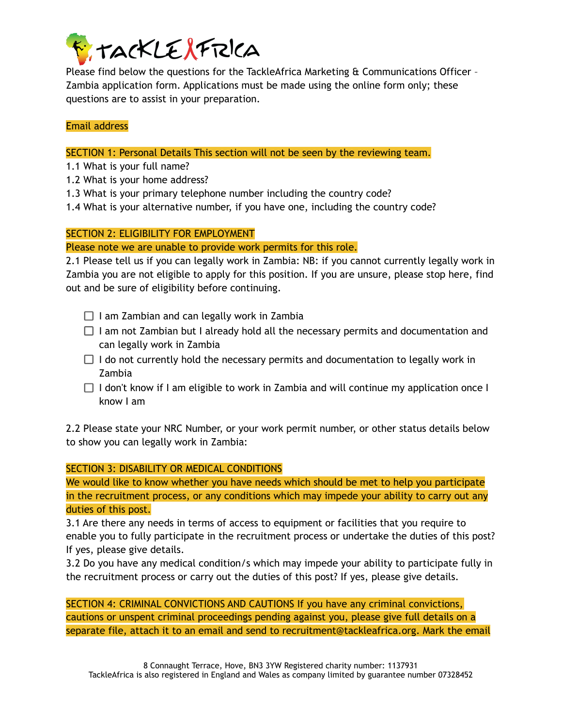TackleAfrica

Please find below the questions for the TackleAfrica Marketing & Communications Officer – Zambia application form. Applications must be made using the online form only; these questions are to assist in your preparation.

Email address

## SECTION 1: Personal Details This section will not be seen by the reviewing team.

1.1 What is your full name?
1.2 What is your home address?
1.3 What is your primary telephone number including the country code?
1.4 What is your alternative number, if you have one, including the country code?

## SECTION 2: ELIGIBILITY FOR EMPLOYMENT

Please note we are unable to provide work permits for this role.

2.1 Please tell us if you can legally work in Zambia: NB: if you cannot currently legally work in Zambia you are not eligible to apply for this position. If you are unsure, please stop here, find out and be sure of eligibility before continuing.

- ☐ I am Zambian and can legally work in Zambia
- ☐ I am not Zambian but I already hold all the necessary permits and documentation and can legally work in Zambia
- ☐ I do not currently hold the necessary permits and documentation to legally work in Zambia
- ☐ I don't know if I am eligible to work in Zambia and will continue my application once I know I am

2.2 Please state your NRC Number, or your work permit number, or other status details below to show you can legally work in Zambia:

## SECTION 3: DISABILITY OR MEDICAL CONDITIONS

We would like to know whether you have needs which should be met to help you participate in the recruitment process, or any conditions which may impede your ability to carry out any duties of this post.

3.1 Are there any needs in terms of access to equipment or facilities that you require to enable you to fully participate in the recruitment process or undertake the duties of this post? If yes, please give details.
3.2 Do you have any medical condition/s which may impede your ability to participate fully in the recruitment process or carry out the duties of this post? If yes, please give details.

## SECTION 4: CRIMINAL CONVICTIONS AND CAUTIONS If you have any criminal convictions, cautions or unspent criminal proceedings pending against you, please give full details on a separate file, attach it to an email and send to recruitment@tackleafrica.org. Mark the email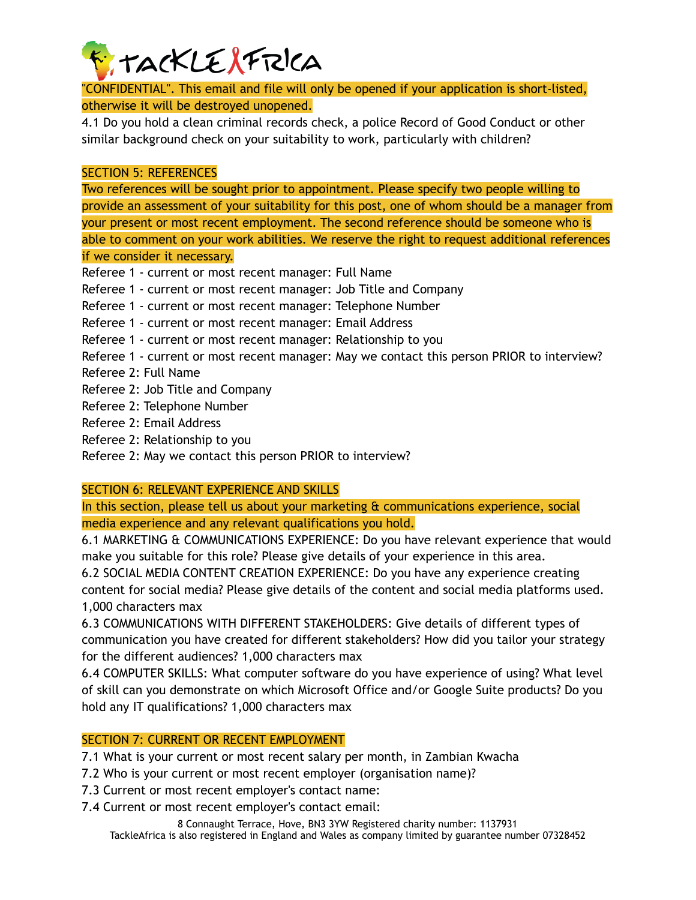"CONFIDENTIAL". This email and file will only be opened if your application is short-listed, otherwise it will be destroyed unopened.

4.1 Do you hold a clean criminal records check, a police Record of Good Conduct or other similar background check on your suitability to work, particularly with children?

## SECTION 5: REFERENCES

Two references will be sought prior to appointment. Please specify two people willing to provide an assessment of your suitability for this post, one of whom should be a manager from your present or most recent employment. The second reference should be someone who is able to comment on your work abilities. We reserve the right to request additional references if we consider it necessary.

Referee 1 - current or most recent manager: Full Name
Referee 1 - current or most recent manager: Job Title and Company
Referee 1 - current or most recent manager: Telephone Number
Referee 1 - current or most recent manager: Email Address
Referee 1 - current or most recent manager: Relationship to you
Referee 1 - current or most recent manager: May we contact this person PRIOR to interview?
Referee 2: Full Name
Referee 2: Job Title and Company
Referee 2: Telephone Number
Referee 2: Email Address
Referee 2: Relationship to you
Referee 2: May we contact this person PRIOR to interview?

## SECTION 6: RELEVANT EXPERIENCE AND SKILLS

In this section, please tell us about your marketing & communications experience, social media experience and any relevant qualifications you hold.

6.1 MARKETING & COMMUNICATIONS EXPERIENCE: Do you have relevant experience that would make you suitable for this role? Please give details of your experience in this area.

6.2 SOCIAL MEDIA CONTENT CREATION EXPERIENCE: Do you have any experience creating content for social media? Please give details of the content and social media platforms used. 1,000 characters max

6.3 COMMUNICATIONS WITH DIFFERENT STAKEHOLDERS: Give details of different types of communication you have created for different stakeholders? How did you tailor your strategy for the different audiences? 1,000 characters max

6.4 COMPUTER SKILLS: What computer software do you have experience of using? What level of skill can you demonstrate on which Microsoft Office and/or Google Suite products? Do you hold any IT qualifications? 1,000 characters max

## SECTION 7: CURRENT OR RECENT EMPLOYMENT

7.1 What is your current or most recent salary per month, in Zambian Kwacha
7.2 Who is your current or most recent employer (organisation name)?
7.3 Current or most recent employer's contact name:
7.4 Current or most recent employer's contact email: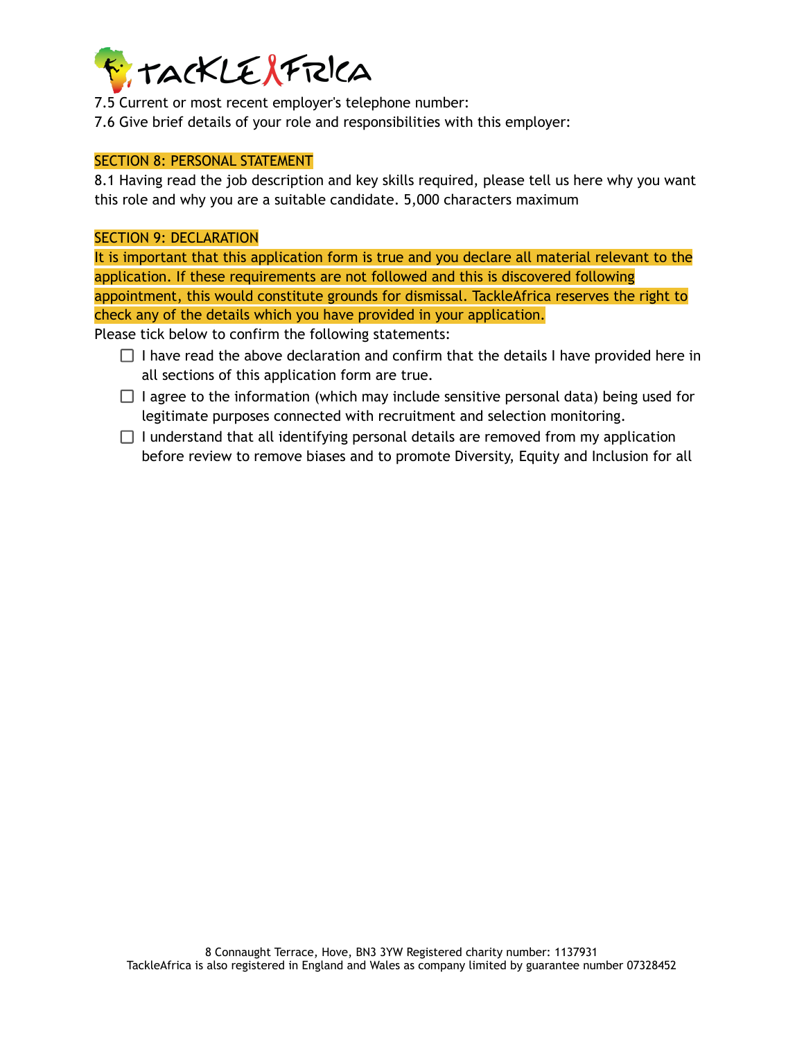7.5 Current or most recent employer's telephone number:

7.6 Give brief details of your role and responsibilities with this employer:

## SECTION 8: PERSONAL STATEMENT

8.1 Having read the job description and key skills required, please tell us here why you want this role and why you are a suitable candidate. 5,000 characters maximum

## SECTION 9: DECLARATION

It is important that this application form is true and you declare all material relevant to the application. If these requirements are not followed and this is discovered following appointment, this would constitute grounds for dismissal. TackleAfrica reserves the right to check any of the details which you have provided in your application.

Please tick below to confirm the following statements:

- ☐ I have read the above declaration and confirm that the details I have provided here in all sections of this application form are true.
- ☐ I agree to the information (which may include sensitive personal data) being used for legitimate purposes connected with recruitment and selection monitoring.
- ☐ I understand that all identifying personal details are removed from my application before review to remove biases and to promote Diversity, Equity and Inclusion for all

8 Connaught Terrace, Hove, BN3 3YW Registered charity number: 1137931
TackleAfrica is also registered in England and Wales as company limited by guarantee number 07328452